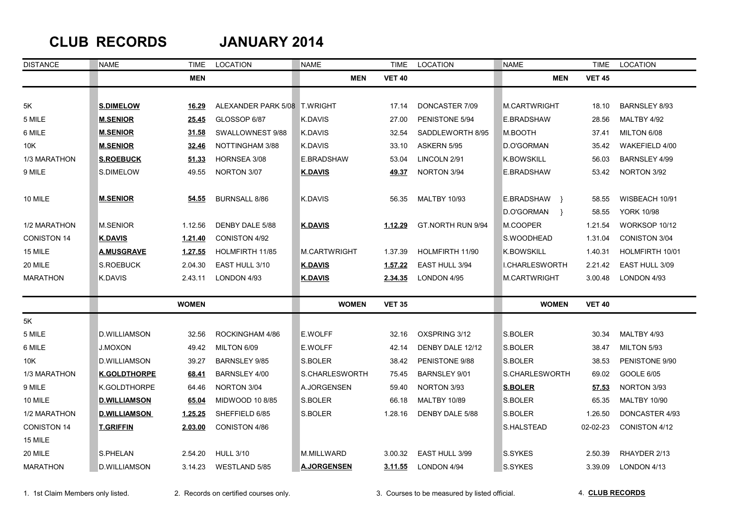# CLUB RECORDS JANUARY 2014

| DISTANCE | NAME | TIME | LOCATION | NAME | TIME | LOCATION | NAME | TIME | LOCATION |
|---|---|---|---|---|---|---|---|---|---|
| | | **MEN** | | **MEN** | **VET 40** | | **MEN** | **VET 45** | |
| 5K | **S.DIMELOW** | **16.29** | ALEXANDER PARK 5/08 | T.WRIGHT | 17.14 | DONCASTER 7/09 | M.CARTWRIGHT | 18.10 | BARNSLEY 8/93 |
| 5 MILE | **M.SENIOR** | **25.45** | GLOSSOP 6/87 | K.DAVIS | 27.00 | PENISTONE 5/94 | E.BRADSHAW | 28.56 | MALTBY 4/92 |
| 6 MILE | **M.SENIOR** | **31.58** | SWALLOWNEST 9/88 | K.DAVIS | 32.54 | SADDLEWORTH 8/95 | M.BOOTH | 37.41 | MILTON 6/08 |
| 10K | **M.SENIOR** | **32.46** | NOTTINGHAM 3/88 | K.DAVIS | 33.10 | ASKERN 5/95 | D.O'GORMAN | 35.42 | WAKEFIELD 4/00 |
| 1/3 MARATHON | **S.ROEBUCK** | **51.33** | HORNSEA 3/08 | E.BRADSHAW | 53.04 | LINCOLN 2/91 | K.BOWSKILL | 56.03 | BARNSLEY 4/99 |
| 9 MILE | S.DIMELOW | 49.55 | NORTON 3/07 | **K.DAVIS** | **49.37** | NORTON 3/94 | E.BRADSHAW | 53.42 | NORTON 3/92 |
| 10 MILE | **M.SENIOR** | **54.55** | BURNSALL 8/86 | K.DAVIS | 56.35 | MALTBY 10/93 | E.BRADSHAW } | 58.55 | WISBEACH 10/91 |
| | | | | | | | D.O'GORMAN } | 58.55 | YORK 10/98 |
| 1/2 MARATHON | M.SENIOR | 1.12.56 | DENBY DALE 5/88 | **K.DAVIS** | **1.12.29** | GT.NORTH RUN 9/94 | M.COOPER | 1.21.54 | WORKSOP 10/12 |
| CONISTON 14 | **K.DAVIS** | **1.21.40** | CONISTON 4/92 | | | | S.WOODHEAD | 1.31.04 | CONISTON 3/04 |
| 15 MILE | **A.MUSGRAVE** | **1.27.55** | HOLMFIRTH 11/85 | M.CARTWRIGHT | 1.37.39 | HOLMFIRTH 11/90 | K.BOWSKILL | 1.40.31 | HOLMFIRTH 10/01 |
| 20 MILE | S.ROEBUCK | 2.04.30 | EAST HULL 3/10 | **K.DAVIS** | **1.57.22** | EAST HULL 3/94 | I.CHARLESWORTH | 2.21.42 | EAST HULL 3/09 |
| MARATHON | K.DAVIS | 2.43.11 | LONDON 4/93 | **K.DAVIS** | **2.34.35** | LONDON 4/95 | M.CARTWRIGHT | 3.00.48 | LONDON 4/93 |
| | | **WOMEN** | | **WOMEN** | **VET 35** | | **WOMEN** | **VET 40** | |
| 5K | | | | | | | | | |
| 5 MILE | D.WILLIAMSON | 32.56 | ROCKINGHAM 4/86 | E.WOLFF | 32.16 | OXSPRING 3/12 | S.BOLER | 30.34 | MALTBY 4/93 |
| 6 MILE | J.MOXON | 49.42 | MILTON 6/09 | E.WOLFF | 42.14 | DENBY DALE 12/12 | S.BOLER | 38.47 | MILTON 5/93 |
| 10K | D.WILLIAMSON | 39.27 | BARNSLEY 9/85 | S.BOLER | 38.42 | PENISTONE 9/88 | S.BOLER | 38.53 | PENISTONE 9/90 |
| 1/3 MARATHON | **K.GOLDTHORPE** | **68.41** | BARNSLEY 4/00 | S.CHARLESWORTH | 75.45 | BARNSLEY 9/01 | S.CHARLESWORTH | 69.02 | GOOLE 6/05 |
| 9 MILE | K.GOLDTHORPE | 64.46 | NORTON 3/04 | A.JORGENSEN | 59.40 | NORTON 3/93 | **S.BOLER** | **57.53** | NORTON 3/93 |
| 10 MILE | **D.WILLIAMSON** | **65.04** | MIDWOOD 10 8/85 | S.BOLER | 66.18 | MALTBY 10/89 | S.BOLER | 65.35 | MALTBY 10/90 |
| 1/2 MARATHON | **D.WILLIAMSON** | **1.25.25** | SHEFFIELD 6/85 | S.BOLER | 1.28.16 | DENBY DALE 5/88 | S.BOLER | 1.26.50 | DONCASTER 4/93 |
| CONISTON 14 | **T.GRIFFIN** | **2.03.00** | CONISTON 4/86 | | | | S.HALSTEAD | 02-02-23 | CONISTON 4/12 |
| 15 MILE | | | | | | | | | |
| 20 MILE | S.PHELAN | 2.54.20 | HULL 3/10 | M.MILLWARD | 3.00.32 | EAST HULL 3/99 | S.SYKES | 2.50.39 | RHAYDER 2/13 |
| MARATHON | D.WILLIAMSON | 3.14.23 | WESTLAND 5/85 | **A.JORGENSEN** | **3.11.55** | LONDON 4/94 | S.SYKES | 3.39.09 | LONDON 4/13 |

1. 1st Claim Members only listed. 2. Records on certified courses only. 3. Courses to be measured by listed official. 4. **CLUB RECORDS**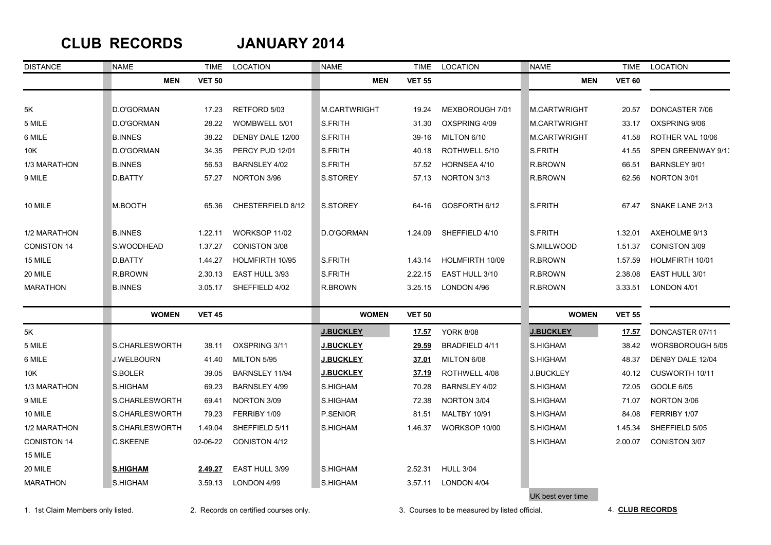# CLUB RECORDS JANUARY 2014

| DISTANCE | NAME | TIME | LOCATION | NAME | TIME | LOCATION | NAME | TIME | LOCATION |
|---|---|---|---|---|---|---|---|---|---|
| | **MEN** | **VET 50** | | **MEN** | **VET 55** | | **MEN** | **VET 60** | |
| 5K | D.O'GORMAN | 17.23 | RETFORD 5/03 | M.CARTWRIGHT | 19.24 | MEXBOROUGH 7/01 | M.CARTWRIGHT | 20.57 | DONCASTER 7/06 |
| 5 MILE | D.O'GORMAN | 28.22 | WOMBWELL 5/01 | S.FRITH | 31.30 | OXSPRING 4/09 | M.CARTWRIGHT | 33.17 | OXSPRING 9/06 |
| 6 MILE | B.INNES | 38.22 | DENBY DALE 12/00 | S.FRITH | 39-16 | MILTON 6/10 | M.CARTWRIGHT | 41.58 | ROTHER VAL 10/06 |
| 10K | D.O'GORMAN | 34.35 | PERCY PUD 12/01 | S.FRITH | 40.18 | ROTHWELL 5/10 | S.FRITH | 41.55 | SPEN GREENWAY 9/1: |
| 1/3 MARATHON | B.INNES | 56.53 | BARNSLEY 4/02 | S.FRITH | 57.52 | HORNSEA 4/10 | R.BROWN | 66.51 | BARNSLEY 9/01 |
| 9 MILE | D.BATTY | 57.27 | NORTON 3/96 | S.STOREY | 57.13 | NORTON 3/13 | R.BROWN | 62.56 | NORTON 3/01 |
| 10 MILE | M.BOOTH | 65.36 | CHESTERFIELD 8/12 | S.STOREY | 64-16 | GOSFORTH 6/12 | S.FRITH | 67.47 | SNAKE LANE 2/13 |
| 1/2 MARATHON | B.INNES | 1.22.11 | WORKSOP 11/02 | D.O'GORMAN | 1.24.09 | SHEFFIELD 4/10 | S.FRITH | 1.32.01 | AXEHOLME 9/13 |
| CONISTON 14 | S.WOODHEAD | 1.37.27 | CONISTON 3/08 | | | | S.MILLWOOD | 1.51.37 | CONISTON 3/09 |
| 15 MILE | D.BATTY | 1.44.27 | HOLMFIRTH 10/95 | S.FRITH | 1.43.14 | HOLMFIRTH 10/09 | R.BROWN | 1.57.59 | HOLMFIRTH 10/01 |
| 20 MILE | R.BROWN | 2.30.13 | EAST HULL 3/93 | S.FRITH | 2.22.15 | EAST HULL 3/10 | R.BROWN | 2.38.08 | EAST HULL 3/01 |
| MARATHON | B.INNES | 3.05.17 | SHEFFIELD 4/02 | R.BROWN | 3.25.15 | LONDON 4/96 | R.BROWN | 3.33.51 | LONDON 4/01 |
| | **WOMEN** | **VET 45** | | **WOMEN** | **VET 50** | | **WOMEN** | **VET 55** | |
| 5K | | | | **J.BUCKLEY** | **17.57** | YORK 8/08 | **J.BUCKLEY** | **17.57** | DONCASTER 07/11 |
| 5 MILE | S.CHARLESWORTH | 38.11 | OXSPRING 3/11 | **J.BUCKLEY** | **29.59** | BRADFIELD 4/11 | S.HIGHAM | 38.42 | WORSBOROUGH 5/05 |
| 6 MILE | J.WELBOURN | 41.40 | MILTON 5/95 | **J.BUCKLEY** | **37.01** | MILTON 6/08 | S.HIGHAM | 48.37 | DENBY DALE 12/04 |
| 10K | S.BOLER | 39.05 | BARNSLEY 11/94 | **J.BUCKLEY** | **37.19** | ROTHWELL 4/08 | J.BUCKLEY | 40.12 | CUSWORTH 10/11 |
| 1/3 MARATHON | S.HIGHAM | 69.23 | BARNSLEY 4/99 | S.HIGHAM | 70.28 | BARNSLEY 4/02 | S.HIGHAM | 72.05 | GOOLE 6/05 |
| 9 MILE | S.CHARLESWORTH | 69.41 | NORTON 3/09 | S.HIGHAM | 72.38 | NORTON 3/04 | S.HIGHAM | 71.07 | NORTON 3/06 |
| 10 MILE | S.CHARLESWORTH | 79.23 | FERRIBY 1/09 | P.SENIOR | 81.51 | MALTBY 10/91 | S.HIGHAM | 84.08 | FERRIBY 1/07 |
| 1/2 MARATHON | S.CHARLESWORTH | 1.49.04 | SHEFFIELD 5/11 | S.HIGHAM | 1.46.37 | WORKSOP 10/00 | S.HIGHAM | 1.45.34 | SHEFFIELD 5/05 |
| CONISTON 14 | C.SKEENE | 02-06-22 | CONISTON 4/12 | | | | S.HIGHAM | 2.00.07 | CONISTON 3/07 |
| 15 MILE | | | | | | | | | |
| 20 MILE | **S.HIGHAM** | **2.49.27** | EAST HULL 3/99 | S.HIGHAM | 2.52.31 | HULL 3/04 | | | |
| MARATHON | S.HIGHAM | 3.59.13 | LONDON 4/99 | S.HIGHAM | 3.57.11 | LONDON 4/04 | | | |

UK best ever time

1. 1st Claim Members only listed. 2. Records on certified courses only. 3. Courses to be measured by listed official. 4. **CLUB RECORDS**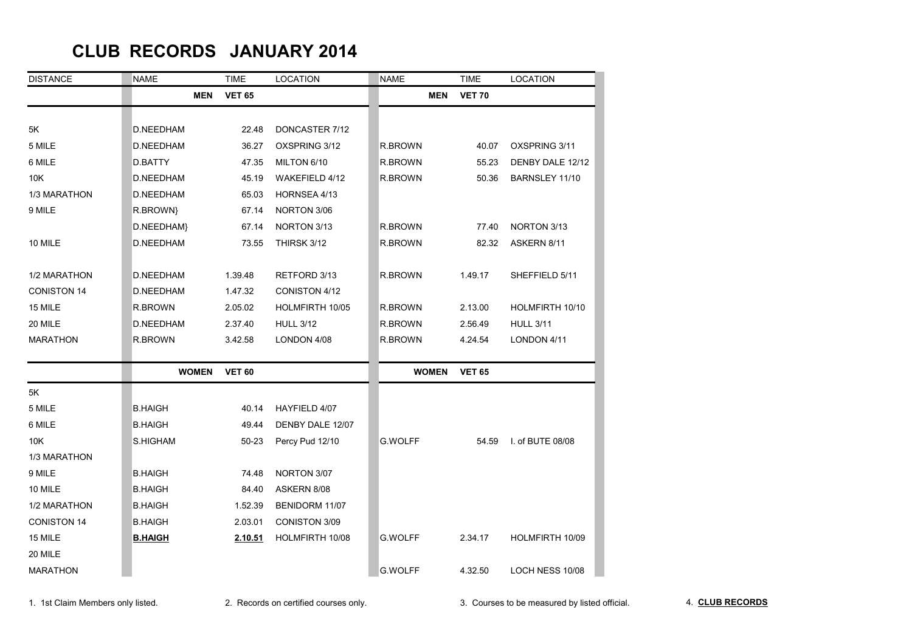# CLUB RECORDS JANUARY 2014

| DISTANCE | NAME | TIME | LOCATION | NAME | TIME | LOCATION |
|---|---|---|---|---|---|---|
| | MEN | VET 65 | | MEN | VET 70 | |
| 5K | D.NEEDHAM | 22.48 | DONCASTER 7/12 | | | |
| 5 MILE | D.NEEDHAM | 36.27 | OXSPRING 3/12 | R.BROWN | 40.07 | OXSPRING 3/11 |
| 6 MILE | D.BATTY | 47.35 | MILTON 6/10 | R.BROWN | 55.23 | DENBY DALE 12/12 |
| 10K | D.NEEDHAM | 45.19 | WAKEFIELD 4/12 | R.BROWN | 50.36 | BARNSLEY 11/10 |
| 1/3 MARATHON | D.NEEDHAM | 65.03 | HORNSEA 4/13 | | | |
| 9 MILE | R.BROWN} | 67.14 | NORTON 3/06 | | | |
| | D.NEEDHAM} | 67.14 | NORTON 3/13 | R.BROWN | 77.40 | NORTON 3/13 |
| 10 MILE | D.NEEDHAM | 73.55 | THIRSK 3/12 | R.BROWN | 82.32 | ASKERN 8/11 |
| 1/2 MARATHON | D.NEEDHAM | 1.39.48 | RETFORD 3/13 | R.BROWN | 1.49.17 | SHEFFIELD 5/11 |
| CONISTON 14 | D.NEEDHAM | 1.47.32 | CONISTON 4/12 | | | |
| 15 MILE | R.BROWN | 2.05.02 | HOLMFIRTH 10/05 | R.BROWN | 2.13.00 | HOLMFIRTH 10/10 |
| 20 MILE | D.NEEDHAM | 2.37.40 | HULL 3/12 | R.BROWN | 2.56.49 | HULL 3/11 |
| MARATHON | R.BROWN | 3.42.58 | LONDON 4/08 | R.BROWN | 4.24.54 | LONDON 4/11 |
| | WOMEN | VET 60 | | WOMEN | VET 65 | |
| 5K | | | | | | |
| 5 MILE | B.HAIGH | 40.14 | HAYFIELD 4/07 | | | |
| 6 MILE | B.HAIGH | 49.44 | DENBY DALE 12/07 | | | |
| 10K | S.HIGHAM | 50-23 | Percy Pud 12/10 | G.WOLFF | 54.59 | I. of BUTE 08/08 |
| 1/3 MARATHON | | | | | | |
| 9 MILE | B.HAIGH | 74.48 | NORTON 3/07 | | | |
| 10 MILE | B.HAIGH | 84.40 | ASKERN 8/08 | | | |
| 1/2 MARATHON | B.HAIGH | 1.52.39 | BENIDORM 11/07 | | | |
| CONISTON 14 | B.HAIGH | 2.03.01 | CONISTON 3/09 | | | |
| 15 MILE | **B.HAIGH** | **2.10.51** | HOLMFIRTH 10/08 | G.WOLFF | 2.34.17 | HOLMFIRTH 10/09 |
| 20 MILE | | | | | | |
| MARATHON | | | | G.WOLFF | 4.32.50 | LOCH NESS 10/08 |

1. 1st Claim Members only listed.
2. Records on certified courses only.
3. Courses to be measured by listed official.
4. **CLUB RECORDS**